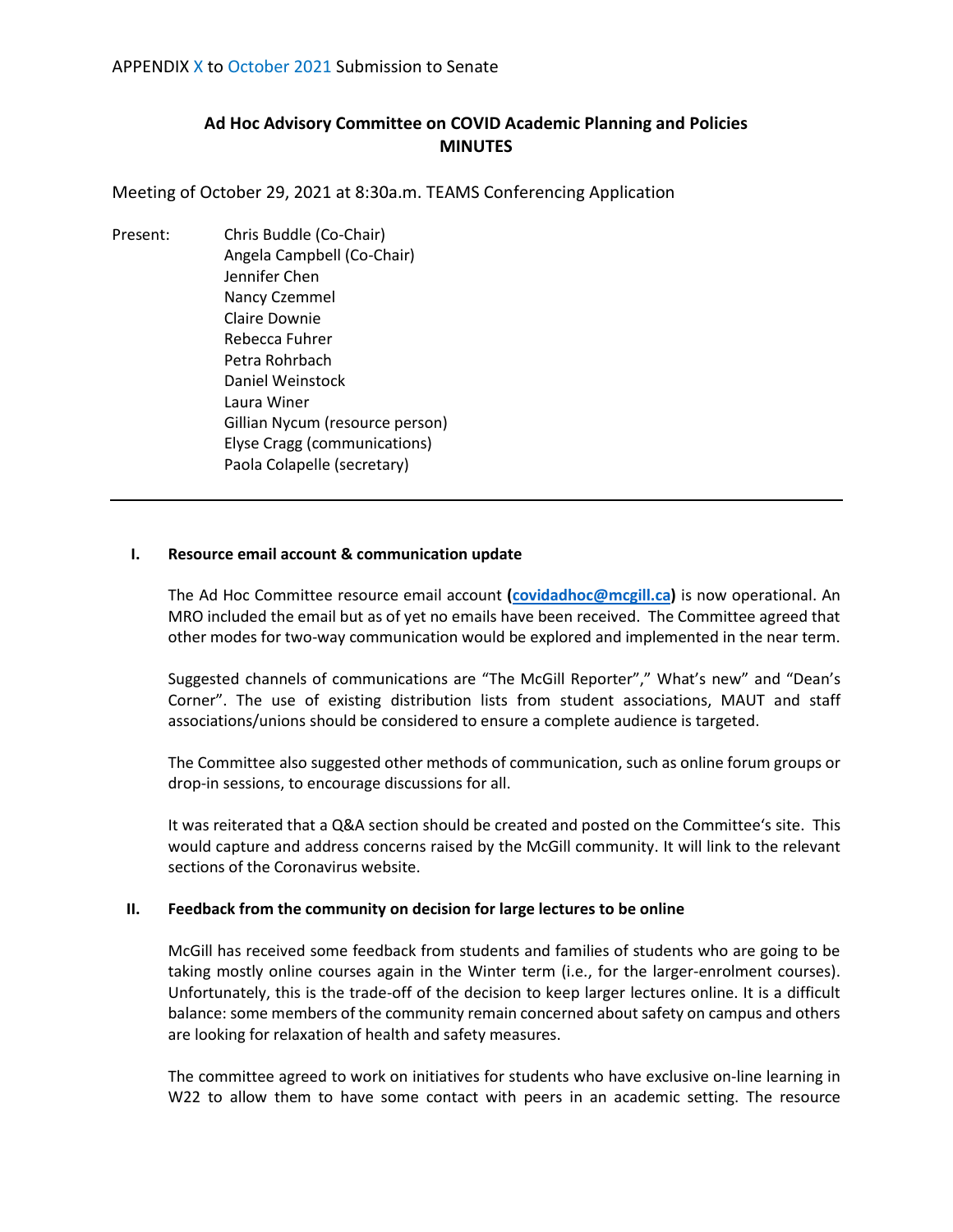APPENDIX X to October 2021 Submission to Senate

**Ad Hoc Advisory Committee on COVID Academic Planning and Policies**
**MINUTES**

Meeting of October 29, 2021 at 8:30a.m. TEAMS Conferencing Application

Present:
Chris Buddle (Co-Chair)
Angela Campbell (Co-Chair)
Jennifer Chen
Nancy Czemmel
Claire Downie
Rebecca Fuhrer
Petra Rohrbach
Daniel Weinstock
Laura Winer
Gillian Nycum (resource person)
Elyse Cragg (communications)
Paola Colapelle (secretary)

---

**I. Resource email account & communication update**

The Ad Hoc Committee resource email account **(covidadhoc@mcgill.ca)** is now operational. An MRO included the email but as of yet no emails have been received. The Committee agreed that other modes for two-way communication would be explored and implemented in the near term.

Suggested channels of communications are "The McGill Reporter"," What's new" and "Dean's Corner". The use of existing distribution lists from student associations, MAUT and staff associations/unions should be considered to ensure a complete audience is targeted.

The Committee also suggested other methods of communication, such as online forum groups or drop-in sessions, to encourage discussions for all.

It was reiterated that a Q&A section should be created and posted on the Committee's site. This would capture and address concerns raised by the McGill community. It will link to the relevant sections of the Coronavirus website.

**II. Feedback from the community on decision for large lectures to be online**

McGill has received some feedback from students and families of students who are going to be taking mostly online courses again in the Winter term (i.e., for the larger-enrolment courses). Unfortunately, this is the trade-off of the decision to keep larger lectures online. It is a difficult balance: some members of the community remain concerned about safety on campus and others are looking for relaxation of health and safety measures.

The committee agreed to work on initiatives for students who have exclusive on-line learning in W22 to allow them to have some contact with peers in an academic setting. The resource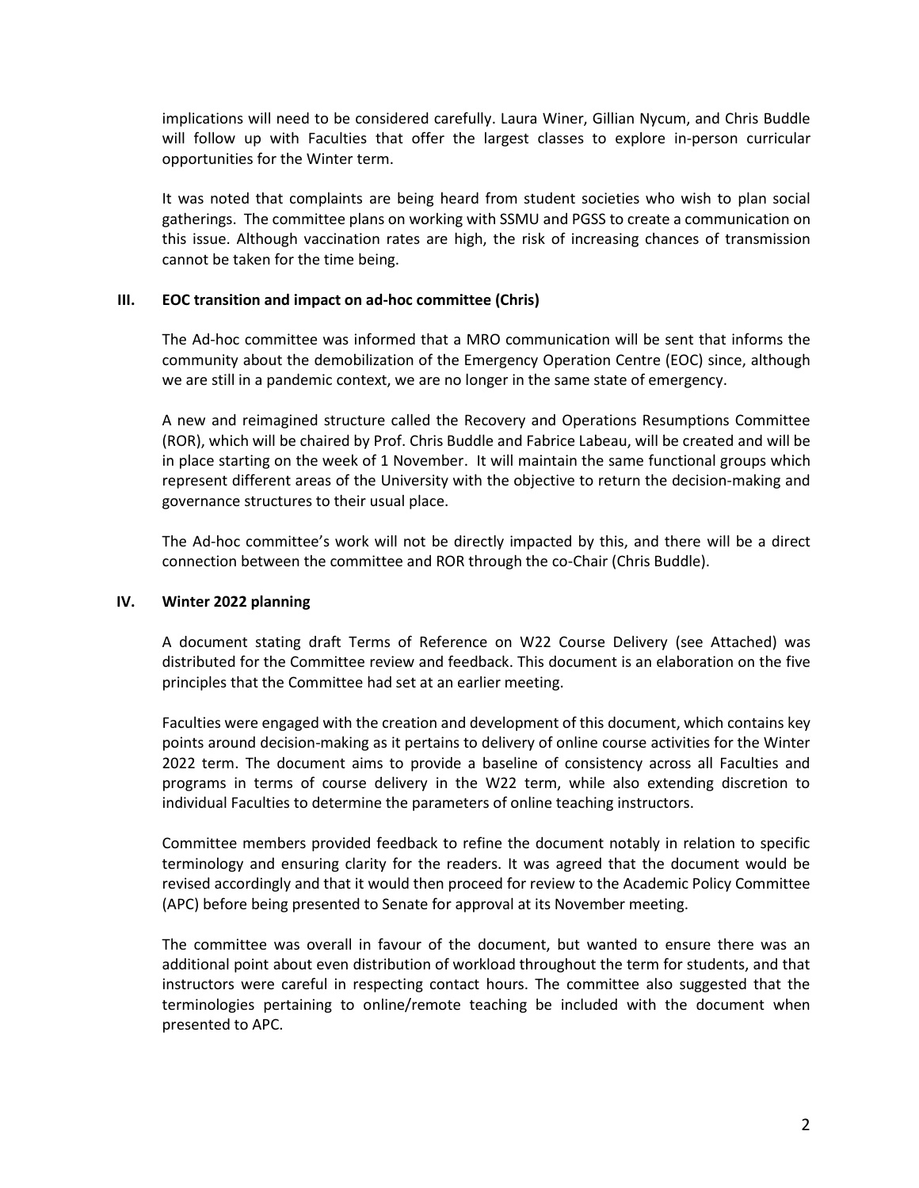implications will need to be considered carefully. Laura Winer, Gillian Nycum, and Chris Buddle will follow up with Faculties that offer the largest classes to explore in-person curricular opportunities for the Winter term.

It was noted that complaints are being heard from student societies who wish to plan social gatherings. The committee plans on working with SSMU and PGSS to create a communication on this issue. Although vaccination rates are high, the risk of increasing chances of transmission cannot be taken for the time being.

## III. EOC transition and impact on ad-hoc committee (Chris)

The Ad-hoc committee was informed that a MRO communication will be sent that informs the community about the demobilization of the Emergency Operation Centre (EOC) since, although we are still in a pandemic context, we are no longer in the same state of emergency.

A new and reimagined structure called the Recovery and Operations Resumptions Committee (ROR), which will be chaired by Prof. Chris Buddle and Fabrice Labeau, will be created and will be in place starting on the week of 1 November. It will maintain the same functional groups which represent different areas of the University with the objective to return the decision-making and governance structures to their usual place.

The Ad-hoc committee's work will not be directly impacted by this, and there will be a direct connection between the committee and ROR through the co-Chair (Chris Buddle).

## IV. Winter 2022 planning

A document stating draft Terms of Reference on W22 Course Delivery (see Attached) was distributed for the Committee review and feedback. This document is an elaboration on the five principles that the Committee had set at an earlier meeting.

Faculties were engaged with the creation and development of this document, which contains key points around decision-making as it pertains to delivery of online course activities for the Winter 2022 term. The document aims to provide a baseline of consistency across all Faculties and programs in terms of course delivery in the W22 term, while also extending discretion to individual Faculties to determine the parameters of online teaching instructors.

Committee members provided feedback to refine the document notably in relation to specific terminology and ensuring clarity for the readers. It was agreed that the document would be revised accordingly and that it would then proceed for review to the Academic Policy Committee (APC) before being presented to Senate for approval at its November meeting.

The committee was overall in favour of the document, but wanted to ensure there was an additional point about even distribution of workload throughout the term for students, and that instructors were careful in respecting contact hours. The committee also suggested that the terminologies pertaining to online/remote teaching be included with the document when presented to APC.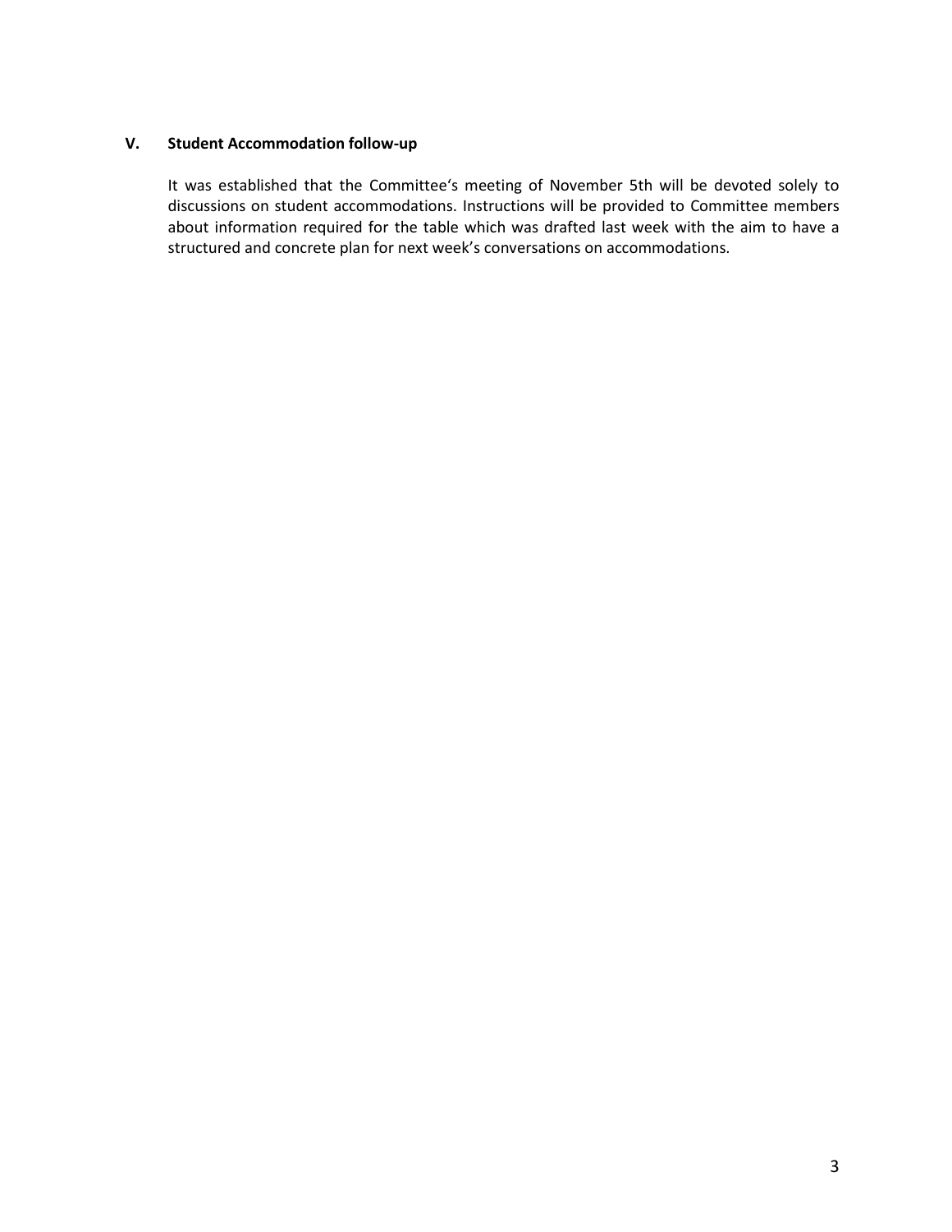## V. Student Accommodation follow-up

It was established that the Committee's meeting of November 5th will be devoted solely to discussions on student accommodations. Instructions will be provided to Committee members about information required for the table which was drafted last week with the aim to have a structured and concrete plan for next week's conversations on accommodations.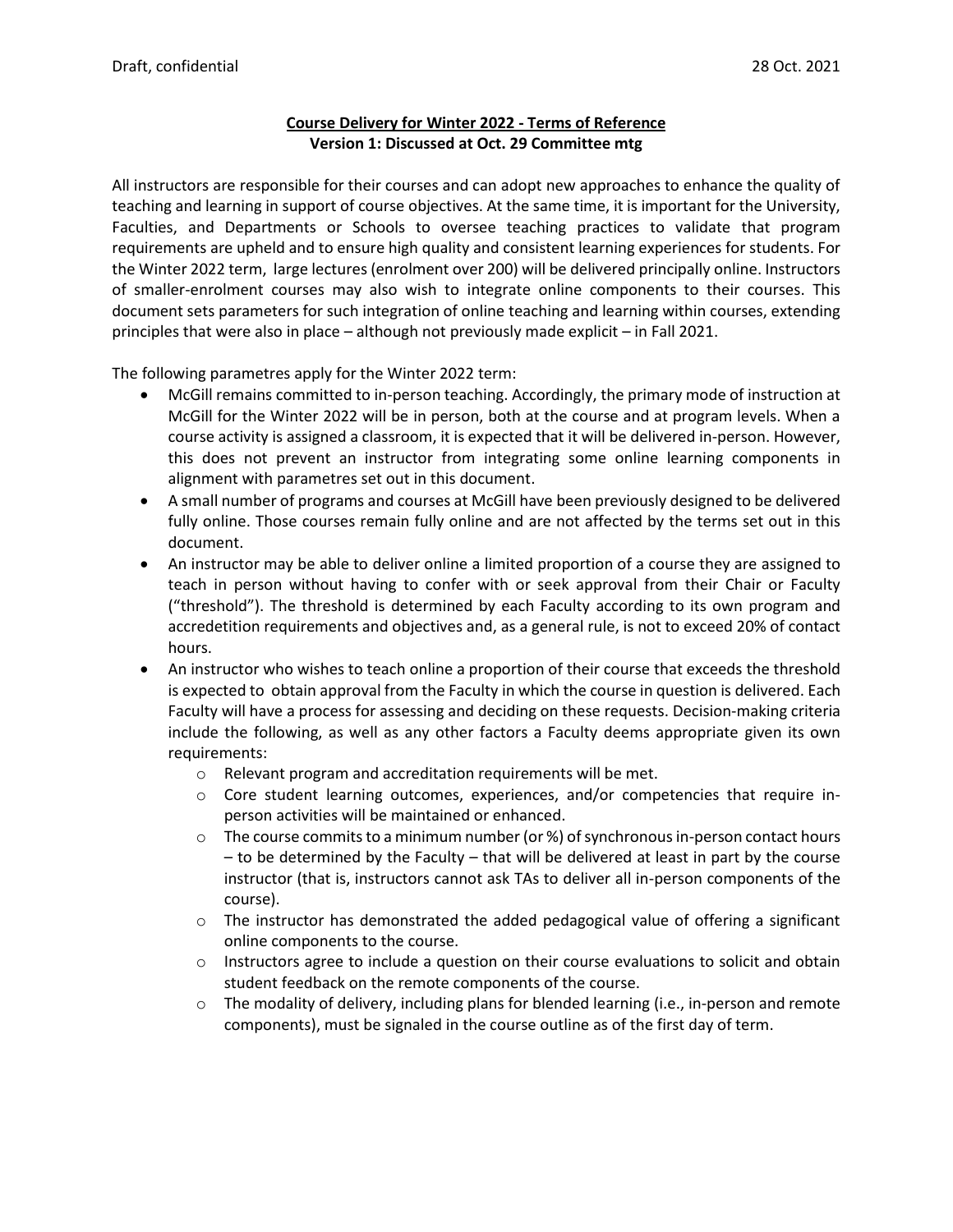Draft, confidential 28 Oct. 2021

**Course Delivery for Winter 2022 - Terms of Reference**
**Version 1: Discussed at Oct. 29 Committee mtg**

All instructors are responsible for their courses and can adopt new approaches to enhance the quality of teaching and learning in support of course objectives. At the same time, it is important for the University, Faculties, and Departments or Schools to oversee teaching practices to validate that program requirements are upheld and to ensure high quality and consistent learning experiences for students. For the Winter 2022 term, large lectures (enrolment over 200) will be delivered principally online. Instructors of smaller-enrolment courses may also wish to integrate online components to their courses. This document sets parameters for such integration of online teaching and learning within courses, extending principles that were also in place – although not previously made explicit – in Fall 2021.

The following parametres apply for the Winter 2022 term:

- McGill remains committed to in-person teaching. Accordingly, the primary mode of instruction at McGill for the Winter 2022 will be in person, both at the course and at program levels. When a course activity is assigned a classroom, it is expected that it will be delivered in-person. However, this does not prevent an instructor from integrating some online learning components in alignment with parametres set out in this document.
- A small number of programs and courses at McGill have been previously designed to be delivered fully online. Those courses remain fully online and are not affected by the terms set out in this document.
- An instructor may be able to deliver online a limited proportion of a course they are assigned to teach in person without having to confer with or seek approval from their Chair or Faculty ("threshold"). The threshold is determined by each Faculty according to its own program and accredetition requirements and objectives and, as a general rule, is not to exceed 20% of contact hours.
- An instructor who wishes to teach online a proportion of their course that exceeds the threshold is expected to obtain approval from the Faculty in which the course in question is delivered. Each Faculty will have a process for assessing and deciding on these requests. Decision-making criteria include the following, as well as any other factors a Faculty deems appropriate given its own requirements:
    - Relevant program and accreditation requirements will be met.
    - Core student learning outcomes, experiences, and/or competencies that require in-person activities will be maintained or enhanced.
    - The course commits to a minimum number (or %) of synchronous in-person contact hours – to be determined by the Faculty – that will be delivered at least in part by the course instructor (that is, instructors cannot ask TAs to deliver all in-person components of the course).
    - The instructor has demonstrated the added pedagogical value of offering a significant online components to the course.
    - Instructors agree to include a question on their course evaluations to solicit and obtain student feedback on the remote components of the course.
    - The modality of delivery, including plans for blended learning (i.e., in-person and remote components), must be signaled in the course outline as of the first day of term.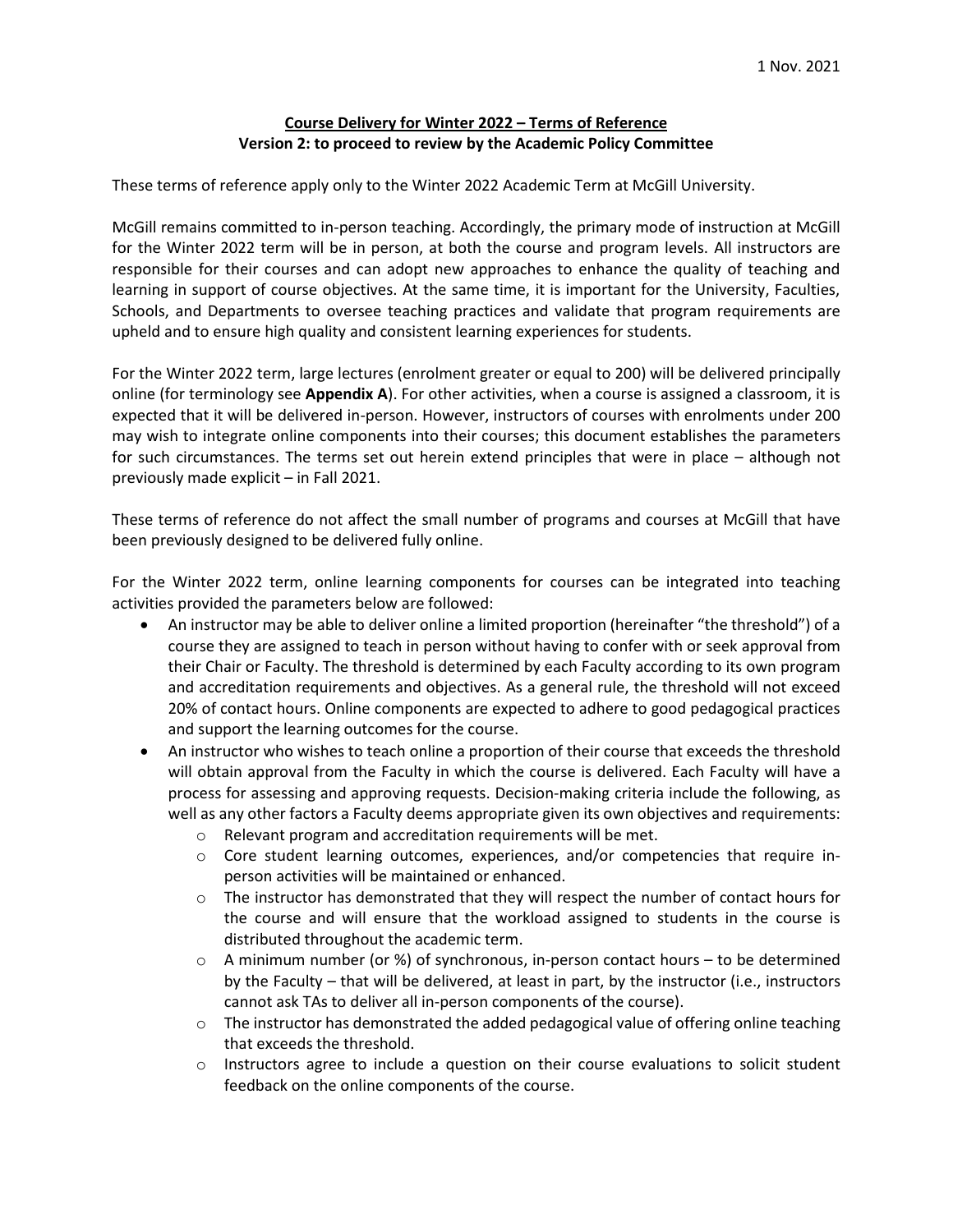1 Nov. 2021

**<u>Course Delivery for Winter 2022 – Terms of Reference</u>**
**Version 2: to proceed to review by the Academic Policy Committee**

These terms of reference apply only to the Winter 2022 Academic Term at McGill University.

McGill remains committed to in-person teaching. Accordingly, the primary mode of instruction at McGill for the Winter 2022 term will be in person, at both the course and program levels. All instructors are responsible for their courses and can adopt new approaches to enhance the quality of teaching and learning in support of course objectives. At the same time, it is important for the University, Faculties, Schools, and Departments to oversee teaching practices and validate that program requirements are upheld and to ensure high quality and consistent learning experiences for students.

For the Winter 2022 term, large lectures (enrolment greater or equal to 200) will be delivered principally online (for terminology see **Appendix A**). For other activities, when a course is assigned a classroom, it is expected that it will be delivered in-person. However, instructors of courses with enrolments under 200 may wish to integrate online components into their courses; this document establishes the parameters for such circumstances. The terms set out herein extend principles that were in place – although not previously made explicit – in Fall 2021.

These terms of reference do not affect the small number of programs and courses at McGill that have been previously designed to be delivered fully online.

For the Winter 2022 term, online learning components for courses can be integrated into teaching activities provided the parameters below are followed:

- An instructor may be able to deliver online a limited proportion (hereinafter "the threshold") of a course they are assigned to teach in person without having to confer with or seek approval from their Chair or Faculty. The threshold is determined by each Faculty according to its own program and accreditation requirements and objectives. As a general rule, the threshold will not exceed 20% of contact hours. Online components are expected to adhere to good pedagogical practices and support the learning outcomes for the course.
- An instructor who wishes to teach online a proportion of their course that exceeds the threshold will obtain approval from the Faculty in which the course is delivered. Each Faculty will have a process for assessing and approving requests. Decision-making criteria include the following, as well as any other factors a Faculty deems appropriate given its own objectives and requirements:
  - Relevant program and accreditation requirements will be met.
  - Core student learning outcomes, experiences, and/or competencies that require in-person activities will be maintained or enhanced.
  - The instructor has demonstrated that they will respect the number of contact hours for the course and will ensure that the workload assigned to students in the course is distributed throughout the academic term.
  - A minimum number (or %) of synchronous, in-person contact hours – to be determined by the Faculty – that will be delivered, at least in part, by the instructor (i.e., instructors cannot ask TAs to deliver all in-person components of the course).
  - The instructor has demonstrated the added pedagogical value of offering online teaching that exceeds the threshold.
  - Instructors agree to include a question on their course evaluations to solicit student feedback on the online components of the course.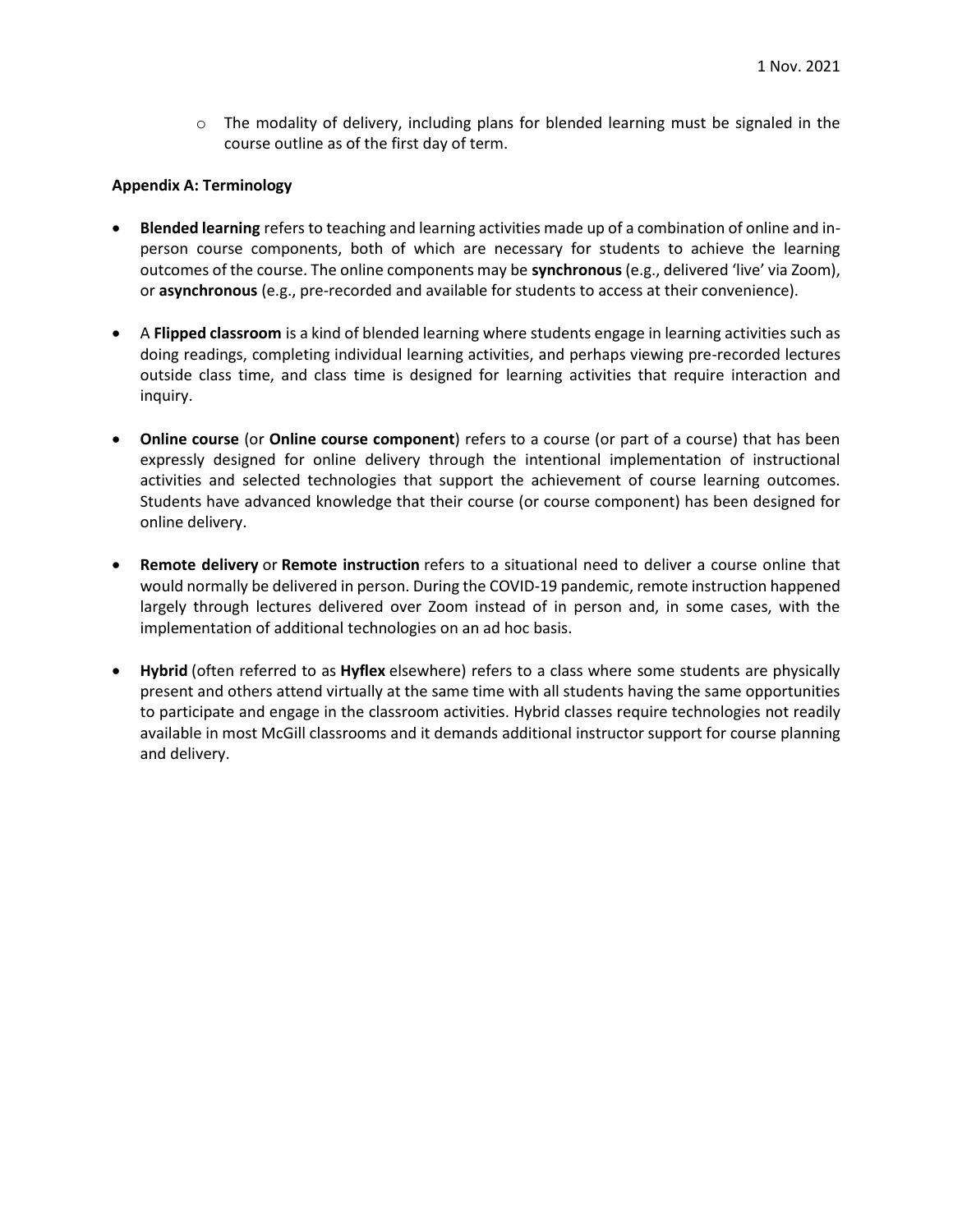- The modality of delivery, including plans for blended learning must be signaled in the course outline as of the first day of term.

**Appendix A: Terminology**

- **Blended learning** refers to teaching and learning activities made up of a combination of online and in-person course components, both of which are necessary for students to achieve the learning outcomes of the course. The online components may be **synchronous** (e.g., delivered 'live' via Zoom), or **asynchronous** (e.g., pre-recorded and available for students to access at their convenience).

- A **Flipped classroom** is a kind of blended learning where students engage in learning activities such as doing readings, completing individual learning activities, and perhaps viewing pre-recorded lectures outside class time, and class time is designed for learning activities that require interaction and inquiry.

- **Online course** (or **Online course component**) refers to a course (or part of a course) that has been expressly designed for online delivery through the intentional implementation of instructional activities and selected technologies that support the achievement of course learning outcomes. Students have advanced knowledge that their course (or course component) has been designed for online delivery.

- **Remote delivery** or **Remote instruction** refers to a situational need to deliver a course online that would normally be delivered in person. During the COVID-19 pandemic, remote instruction happened largely through lectures delivered over Zoom instead of in person and, in some cases, with the implementation of additional technologies on an ad hoc basis.

- **Hybrid** (often referred to as **Hyflex** elsewhere) refers to a class where some students are physically present and others attend virtually at the same time with all students having the same opportunities to participate and engage in the classroom activities. Hybrid classes require technologies not readily available in most McGill classrooms and it demands additional instructor support for course planning and delivery.